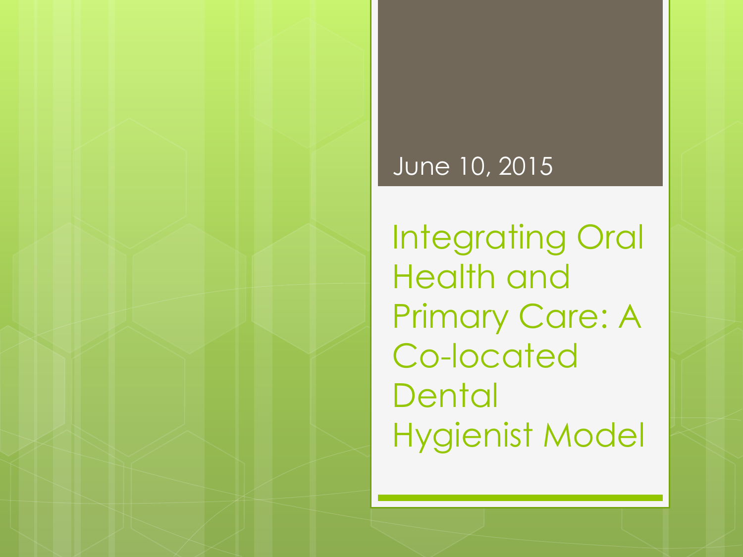June 10, 2015

# Integrating Oral Health and Primary Care: A Co-located Dental Hygienist Model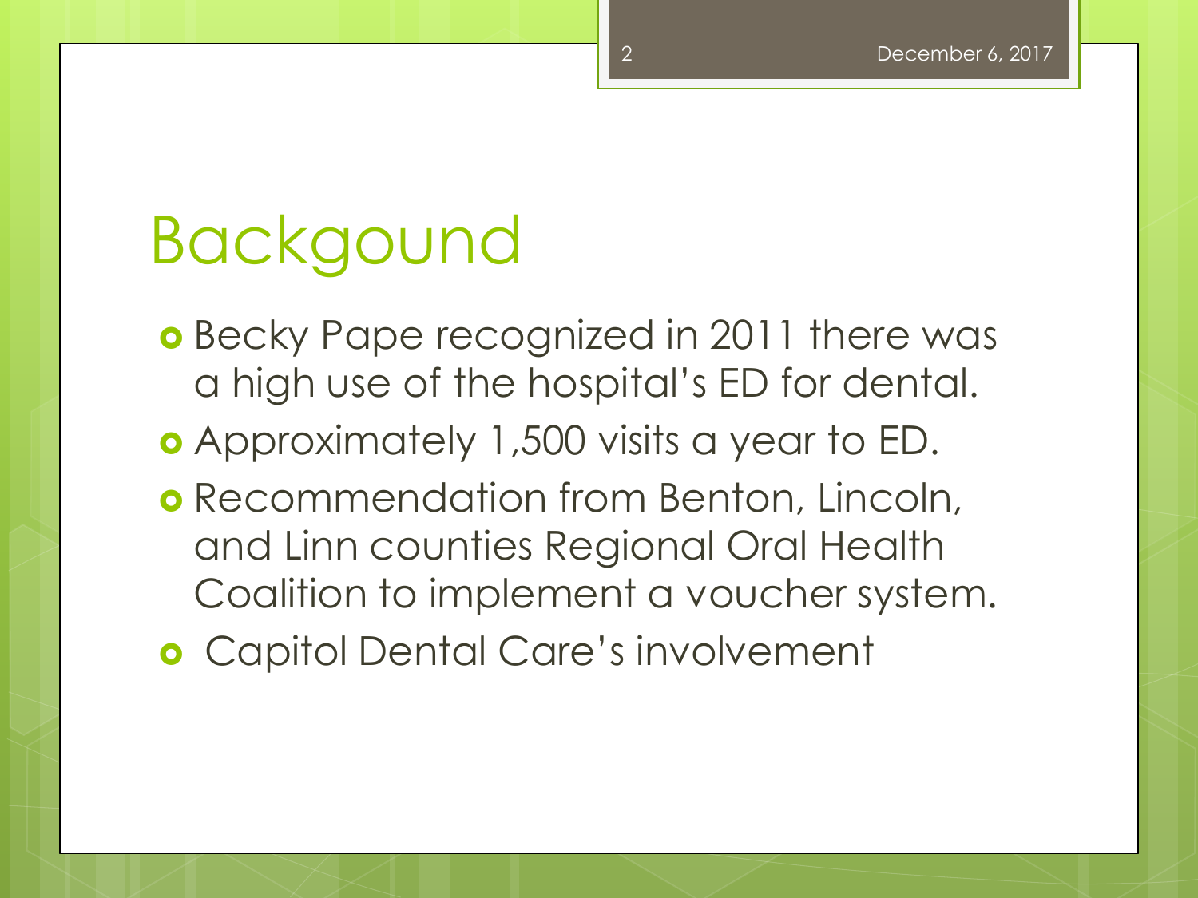# Backgound

- Becky Pape recognized in 2011 there was a high use of the hospital's ED for dental.
- Approximately 1,500 visits a year to ED.
- Recommendation from Benton, Lincoln, and Linn counties Regional Oral Health Coalition to implement a voucher system.
- Capitol Dental Care's involvement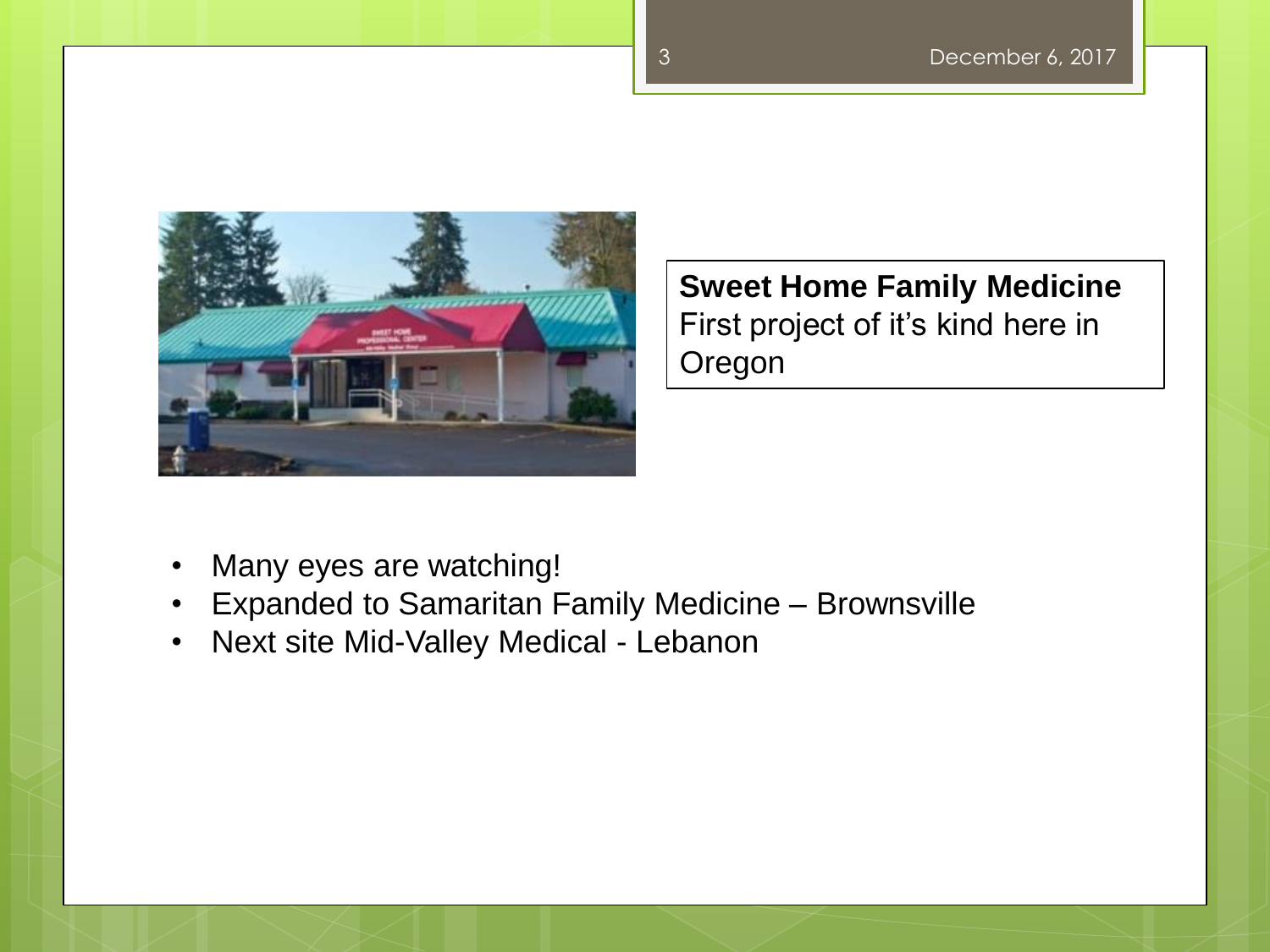**Sweet Home Family Medicine**
First project of it's kind here in Oregon

- Many eyes are watching!
- Expanded to Samaritan Family Medicine – Brownsville
- Next site Mid-Valley Medical - Lebanon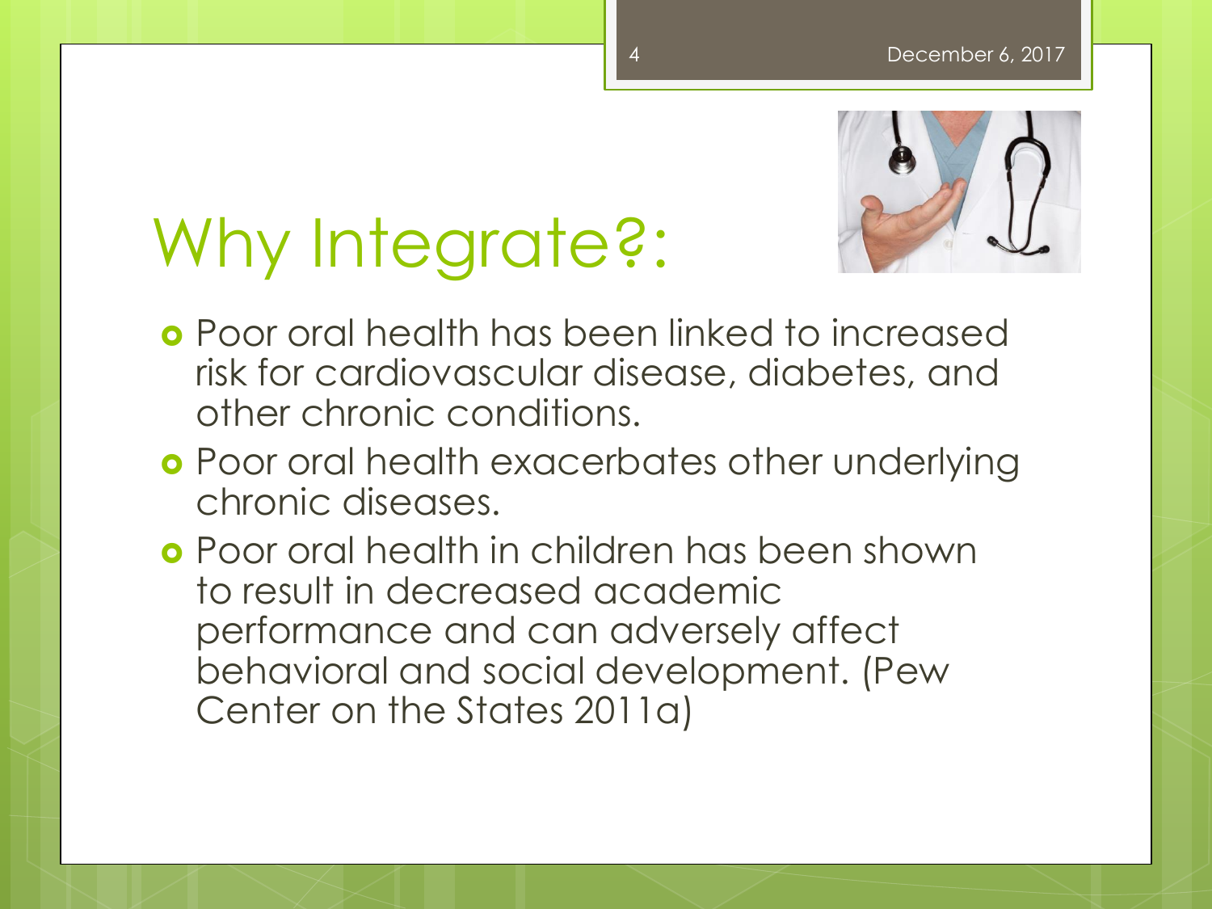# Why Integrate?:

- Poor oral health has been linked to increased risk for cardiovascular disease, diabetes, and other chronic conditions.
- Poor oral health exacerbates other underlying chronic diseases.
- Poor oral health in children has been shown to result in decreased academic performance and can adversely affect behavioral and social development. (Pew Center on the States 2011a)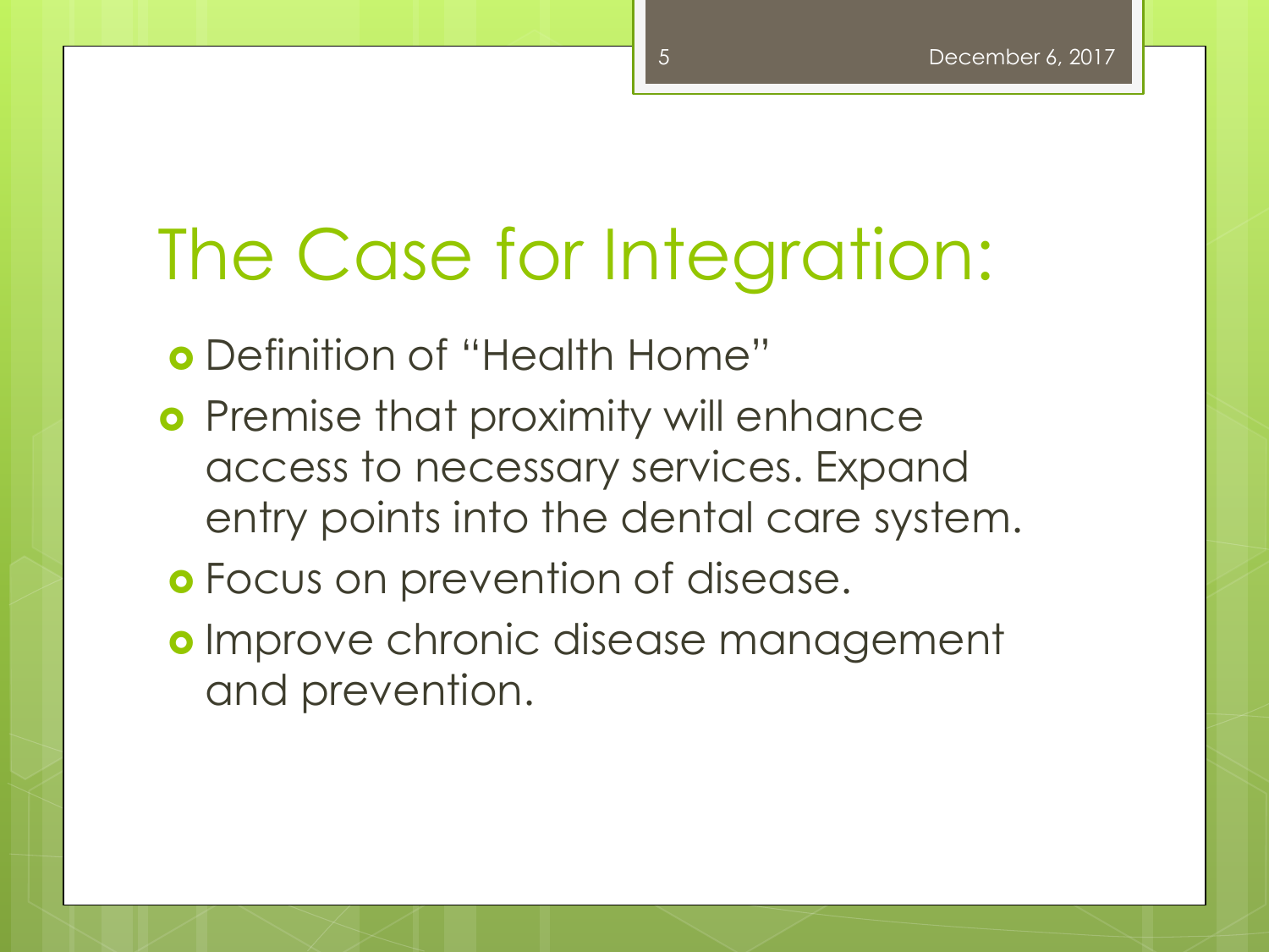# The Case for Integration:

- Definition of "Health Home"
- Premise that proximity will enhance access to necessary services. Expand entry points into the dental care system.
- Focus on prevention of disease.
- Improve chronic disease management and prevention.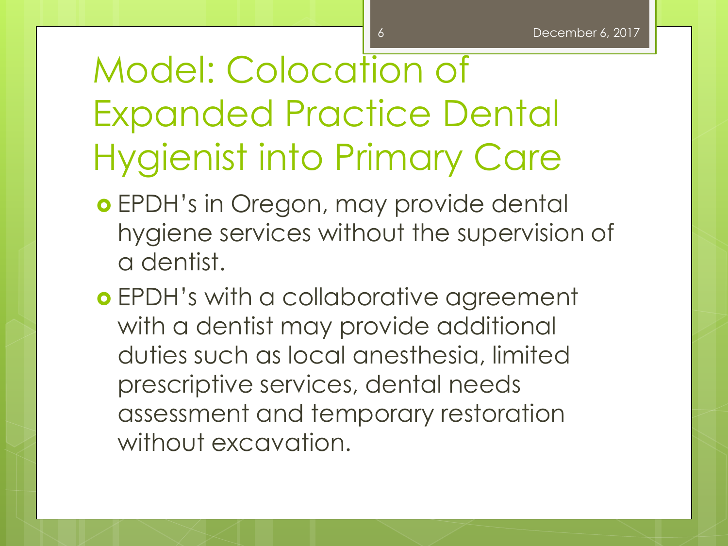# Model: Colocation of Expanded Practice Dental Hygienist into Primary Care

- EPDH's in Oregon, may provide dental hygiene services without the supervision of a dentist.
- EPDH's with a collaborative agreement with a dentist may provide additional duties such as local anesthesia, limited prescriptive services, dental needs assessment and temporary restoration without excavation.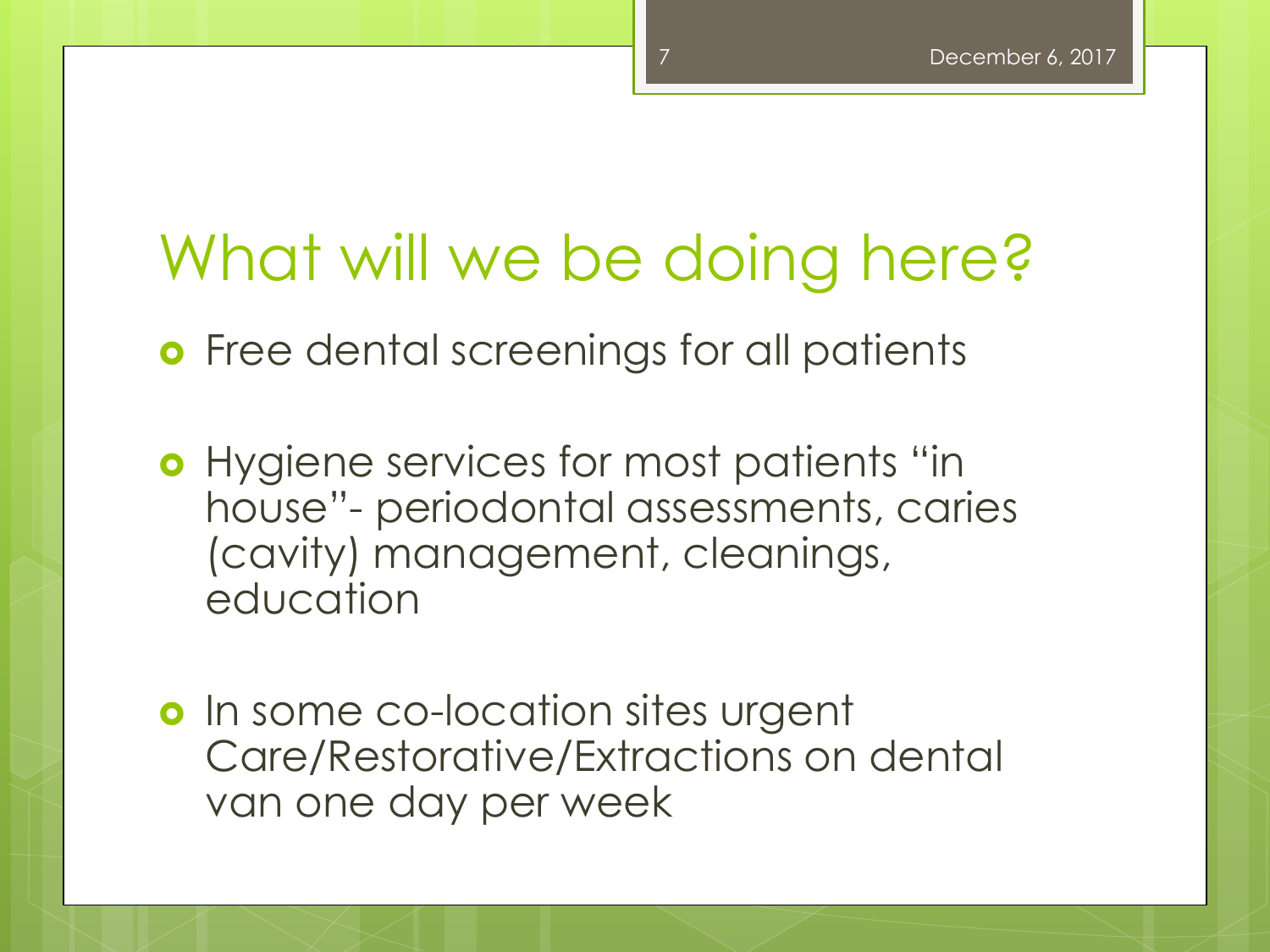# What will we be doing here?

- Free dental screenings for all patients
- Hygiene services for most patients "in house"- periodontal assessments, caries (cavity) management, cleanings, education
- In some co-location sites urgent Care/Restorative/Extractions on dental van one day per week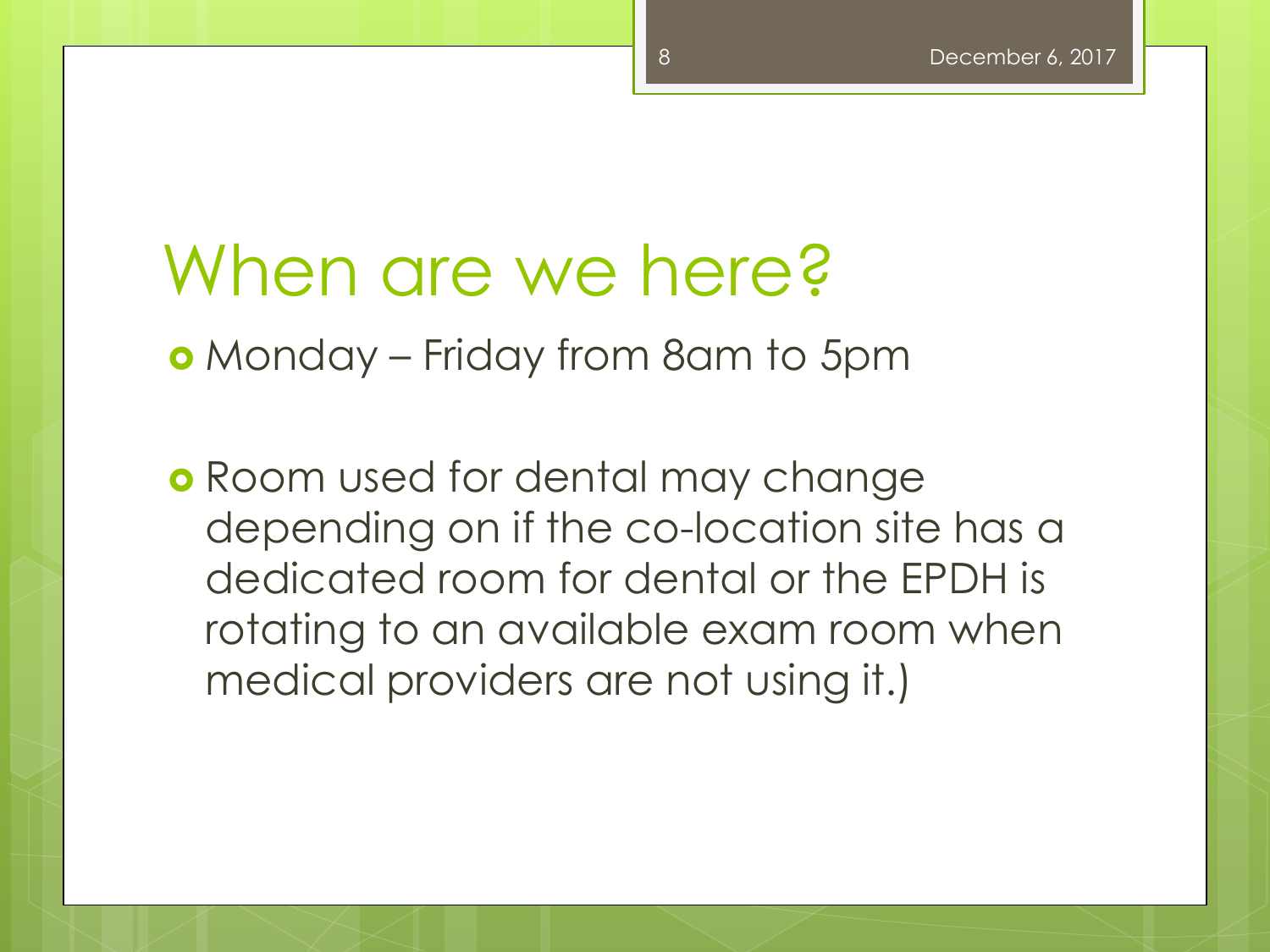# When are we here?

- Monday – Friday from 8am to 5pm

- Room used for dental may change depending on if the co-location site has a dedicated room for dental or the EPDH is rotating to an available exam room when medical providers are not using it.)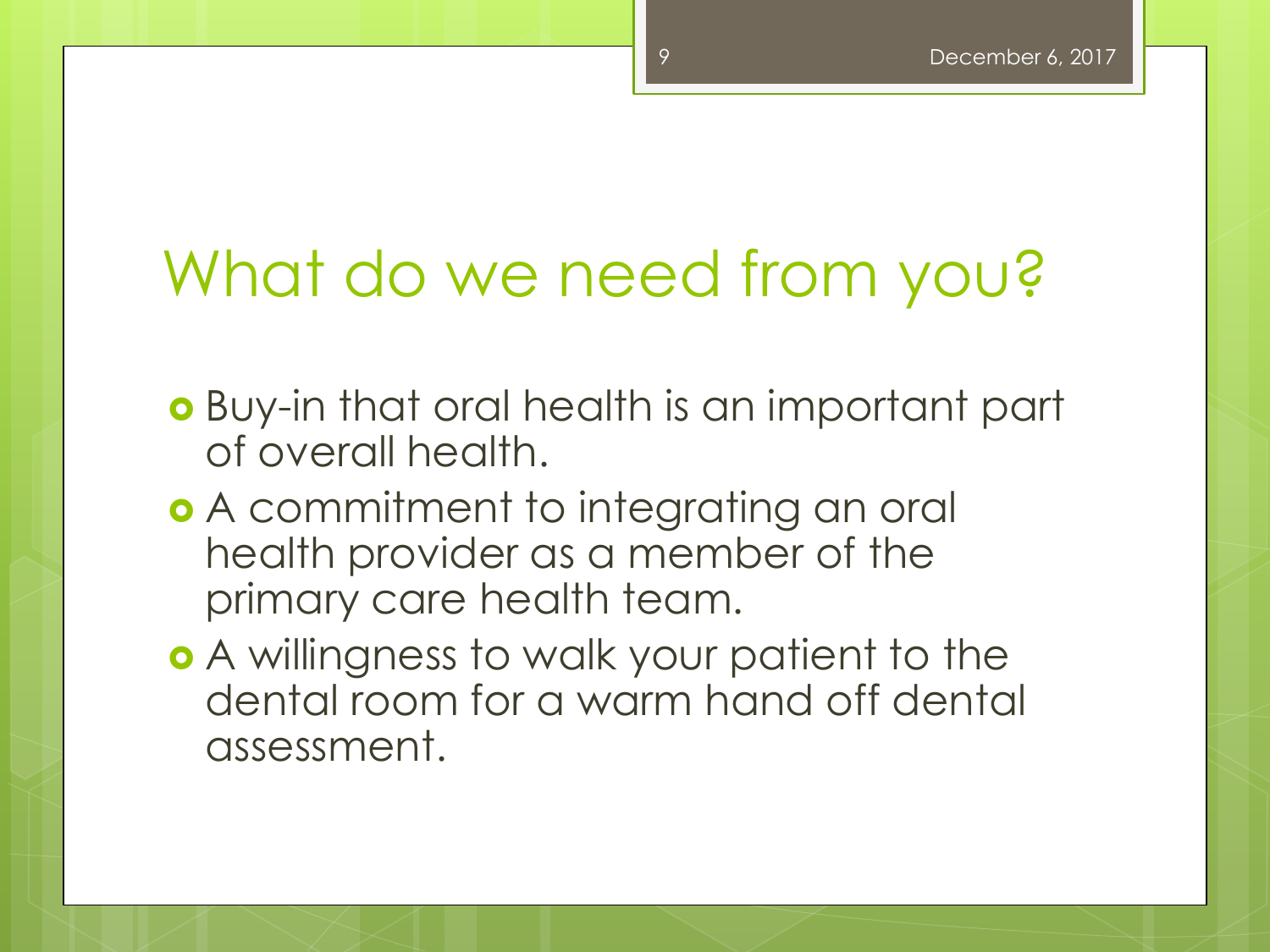# What do we need from you?

- Buy-in that oral health is an important part of overall health.
- A commitment to integrating an oral health provider as a member of the primary care health team.
- A willingness to walk your patient to the dental room for a warm hand off dental assessment.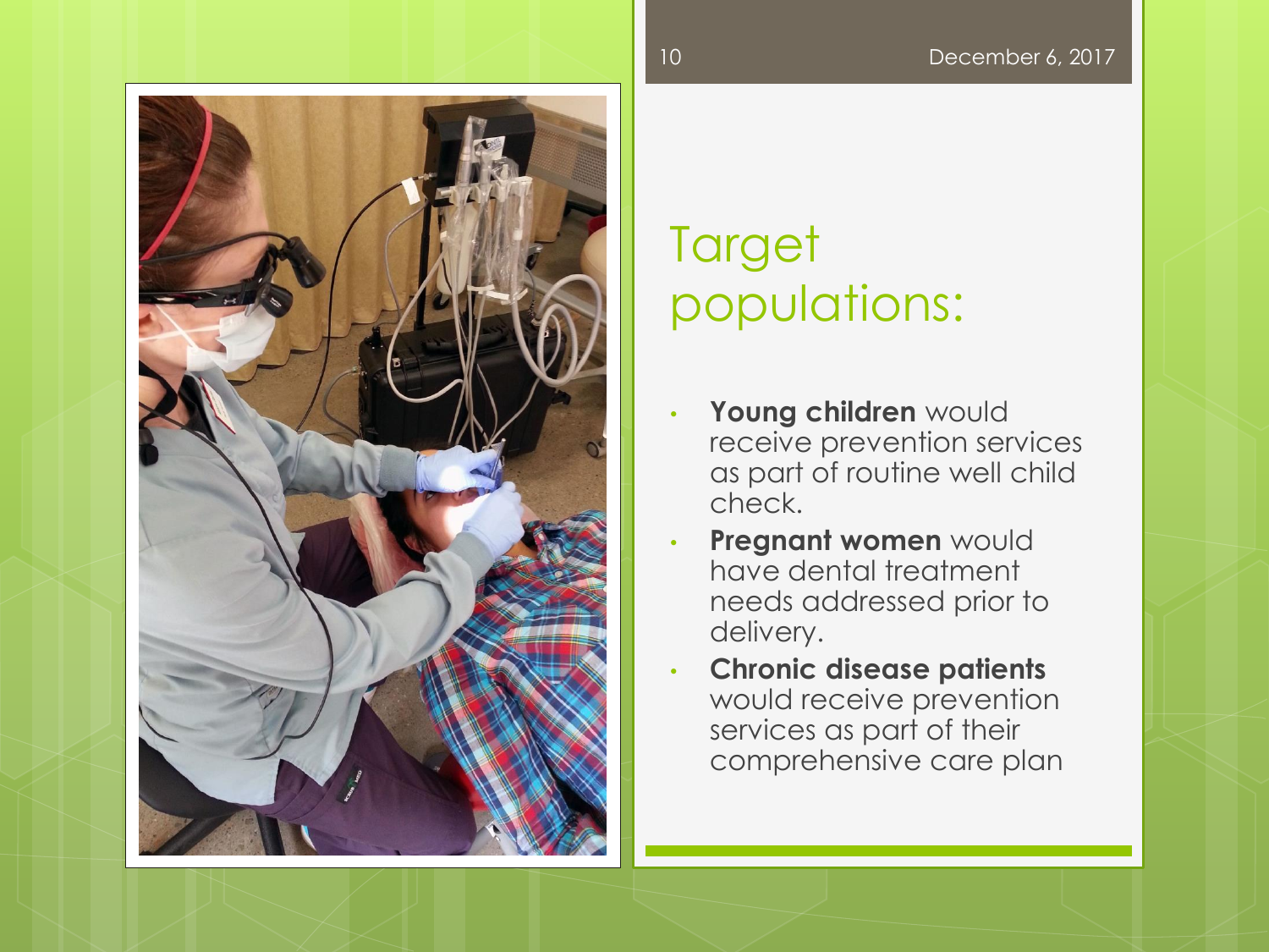# Target populations:

- **Young children** would receive prevention services as part of routine well child check.
- **Pregnant women** would have dental treatment needs addressed prior to delivery.
- **Chronic disease patients** would receive prevention services as part of their comprehensive care plan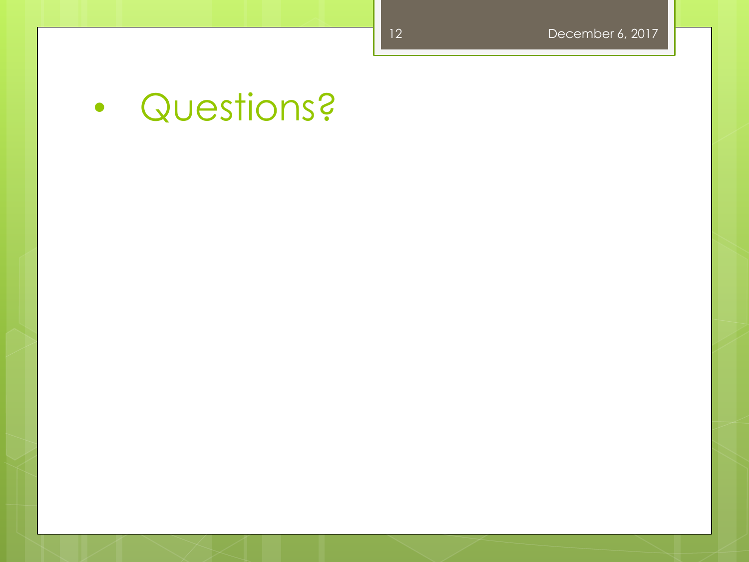- Questions?